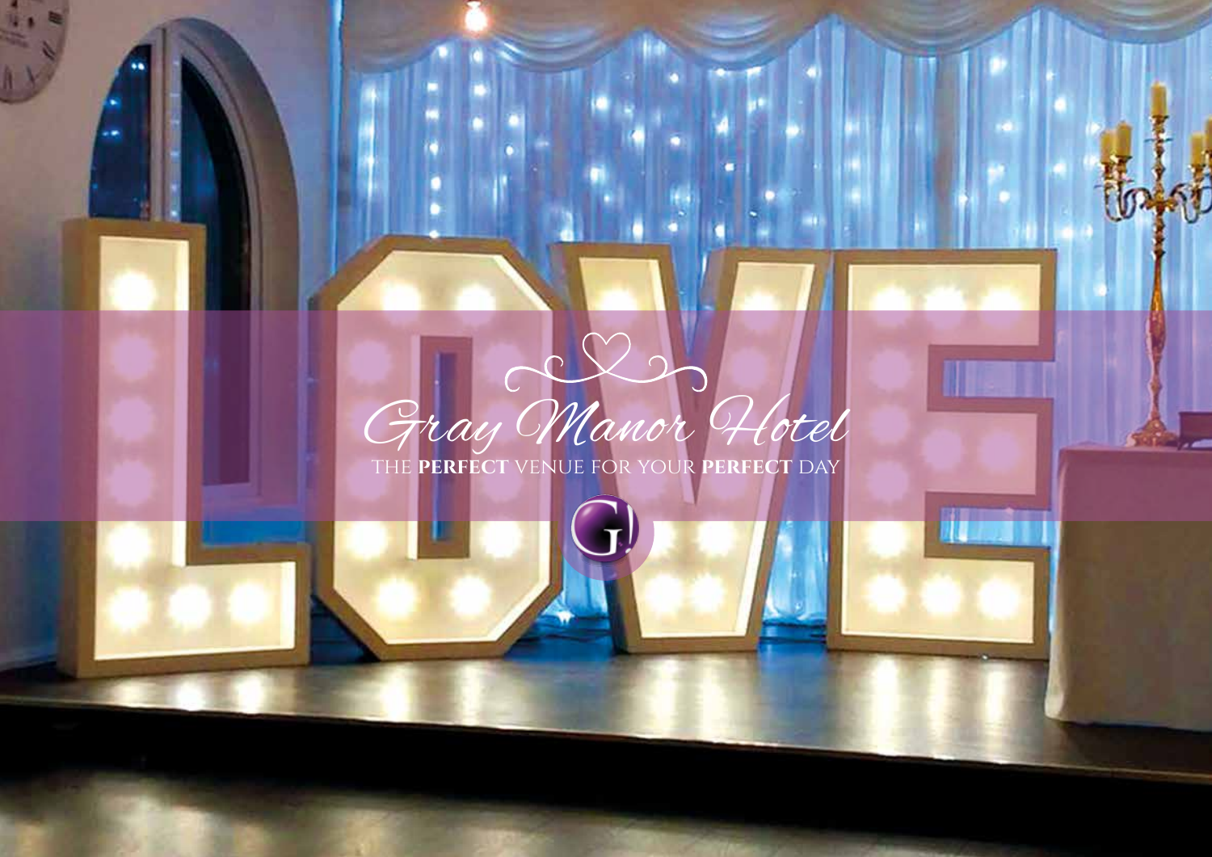# Gray Manor Hotel

THE **PERFECT** VENUE FOR YOUR **PERFECT** DAY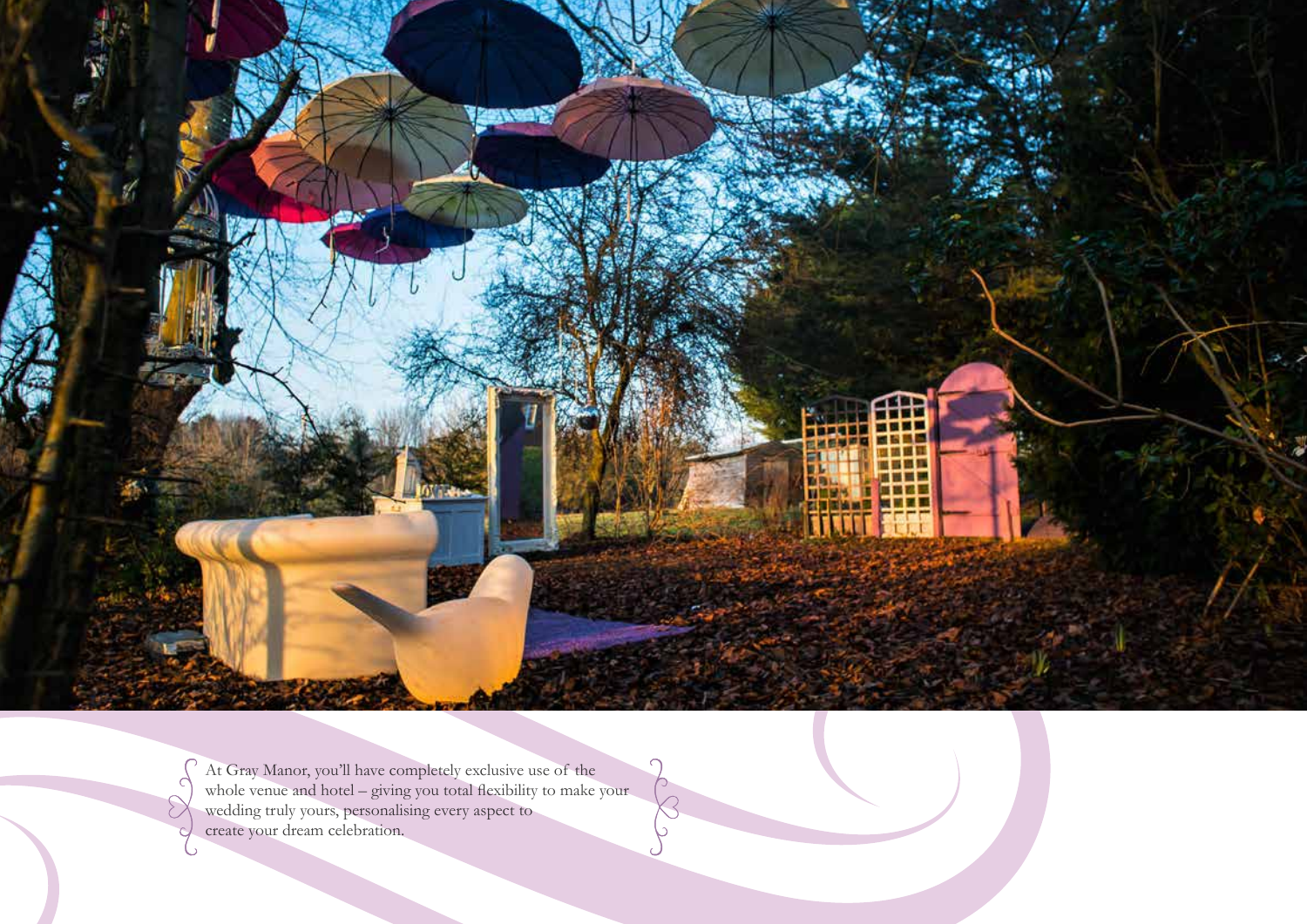At Gray Manor, you'll have completely exclusive use of the whole venue and hotel – giving you total flexibility to make your wedding truly yours, personalising every aspect to create your dream celebration.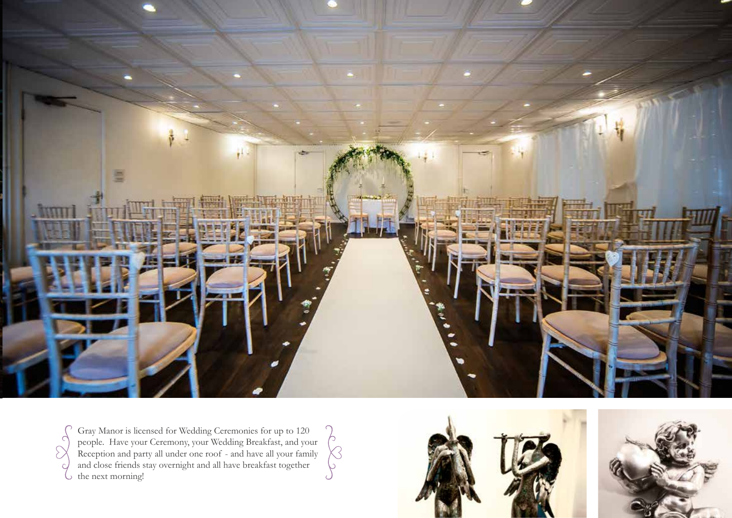Gray Manor is licensed for Wedding Ceremonies for up to 120 people. Have your Ceremony, your Wedding Breakfast, and your Reception and party all under one roof - and have all your family and close friends stay overnight and all have breakfast together the next morning!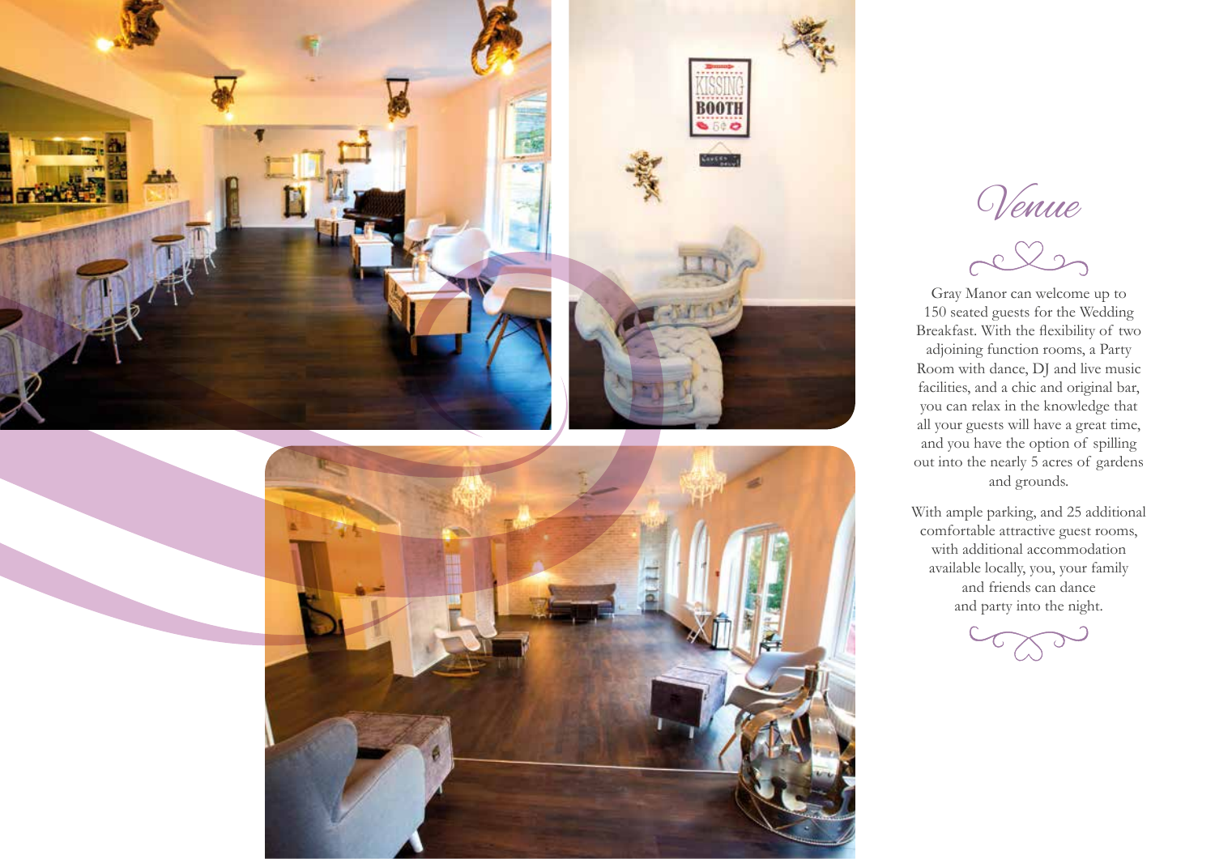# *Venue*

Gray Manor can welcome up to 150 seated guests for the Wedding Breakfast. With the flexibility of two adjoining function rooms, a Party Room with dance, DJ and live music facilities, and a chic and original bar, you can relax in the knowledge that all your guests will have a great time, and you have the option of spilling out into the nearly 5 acres of gardens and grounds.

With ample parking, and 25 additional comfortable attractive guest rooms, with additional accommodation available locally, you, your family and friends can dance and party into the night.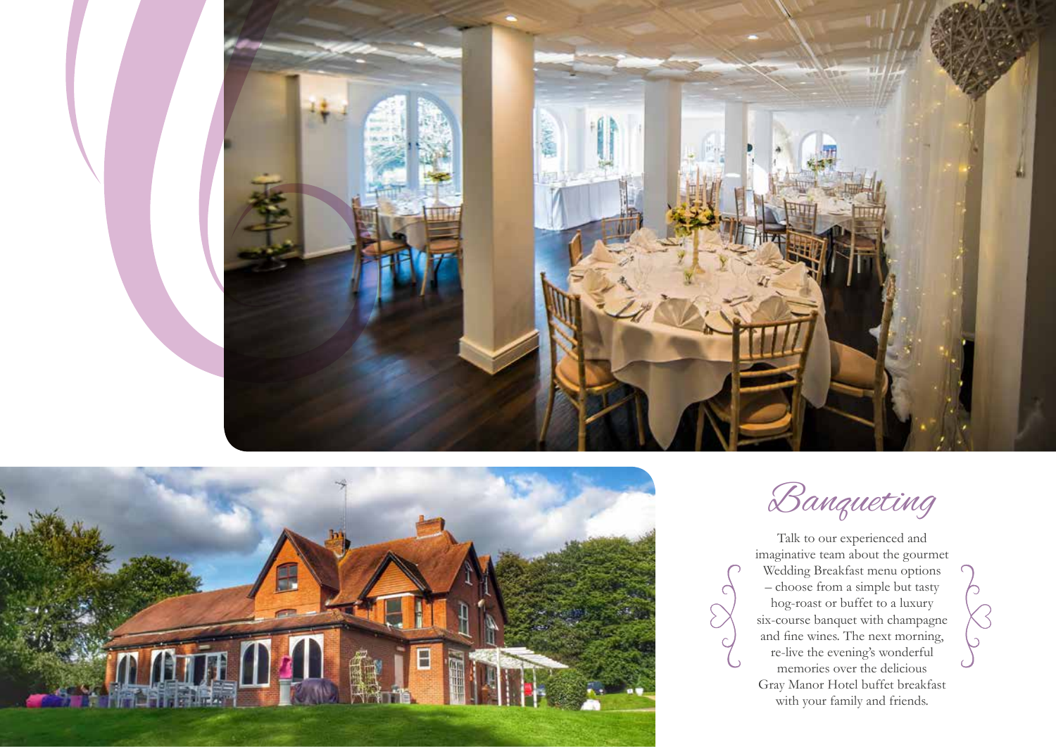# Banqueting

Talk to our experienced and imaginative team about the gourmet Wedding Breakfast menu options – choose from a simple but tasty hog-roast or buffet to a luxury six-course banquet with champagne and fine wines. The next morning, re-live the evening's wonderful memories over the delicious Gray Manor Hotel buffet breakfast with your family and friends.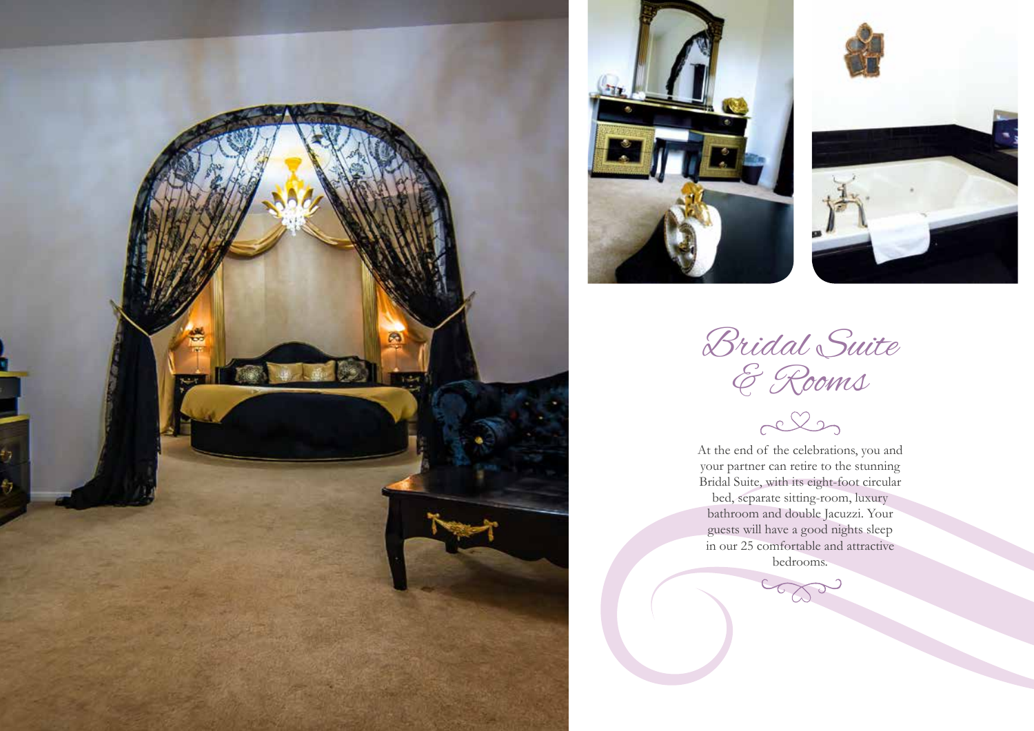# Bridal Suite & Rooms

At the end of the celebrations, you and your partner can retire to the stunning Bridal Suite, with its eight-foot circular bed, separate sitting-room, luxury bathroom and double Jacuzzi. Your guests will have a good nights sleep in our 25 comfortable and attractive bedrooms.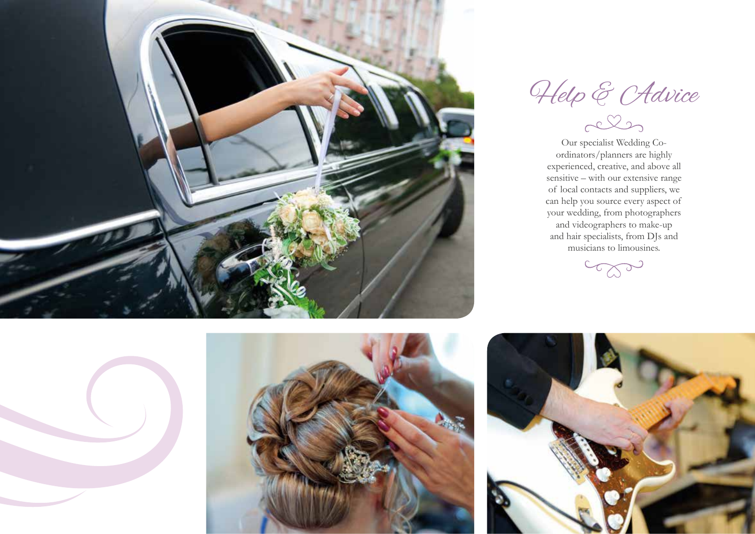# Help & Advice

Our specialist Wedding Co-ordinators/planners are highly experienced, creative, and above all sensitive – with our extensive range of local contacts and suppliers, we can help you source every aspect of your wedding, from photographers and videographers to make-up and hair specialists, from DJs and musicians to limousines.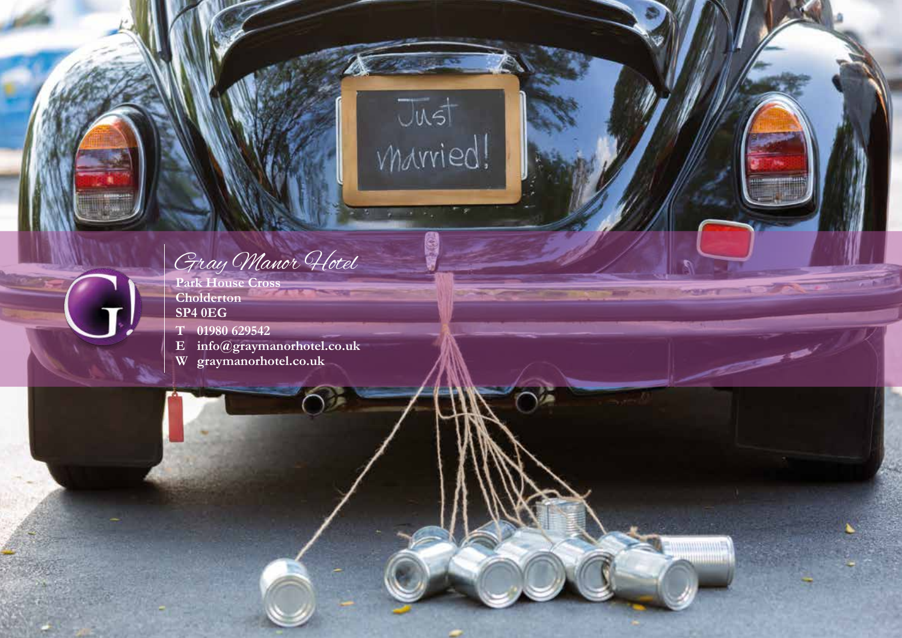Gray Manor Hotel

Park House Cross
Cholderton
SP4 0EG

**T** 01980 629542
**E** info@graymanorhotel.co.uk
**W** graymanorhotel.co.uk